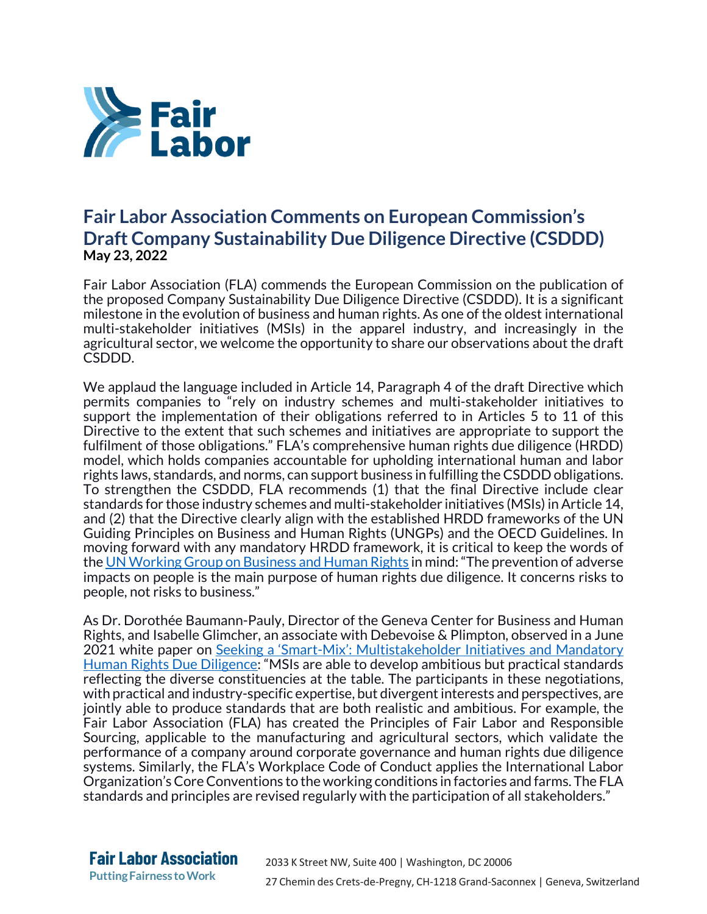# Fair Labor Association Comments on European Commission's Draft Company Sustainability Due Diligence Directive (CSDDD)

**May 23, 2022**

Fair Labor Association (FLA) commends the European Commission on the publication of the proposed Company Sustainability Due Diligence Directive (CSDDD). It is a significant milestone in the evolution of business and human rights. As one of the oldest international multi-stakeholder initiatives (MSIs) in the apparel industry, and increasingly in the agricultural sector, we welcome the opportunity to share our observations about the draft CSDDD.

We applaud the language included in Article 14, Paragraph 4 of the draft Directive which permits companies to "rely on industry schemes and multi-stakeholder initiatives to support the implementation of their obligations referred to in Articles 5 to 11 of this Directive to the extent that such schemes and initiatives are appropriate to support the fulfilment of those obligations." FLA's comprehensive human rights due diligence (HRDD) model, which holds companies accountable for upholding international human and labor rights laws, standards, and norms, can support business in fulfilling the CSDDD obligations. To strengthen the CSDDD, FLA recommends (1) that the final Directive include clear standards for those industry schemes and multi-stakeholder initiatives (MSIs) in Article 14, and (2) that the Directive clearly align with the established HRDD frameworks of the UN Guiding Principles on Business and Human Rights (UNGPs) and the OECD Guidelines. In moving forward with any mandatory HRDD framework, it is critical to keep the words of the UN Working Group on Business and Human Rights in mind: "The prevention of adverse impacts on people is the main purpose of human rights due diligence. It concerns risks to people, not risks to business."

As Dr. Dorothée Baumann-Pauly, Director of the Geneva Center for Business and Human Rights, and Isabelle Glimcher, an associate with Debevoise & Plimpton, observed in a June 2021 white paper on Seeking a 'Smart-Mix': Multistakeholder Initiatives and Mandatory Human Rights Due Diligence: "MSIs are able to develop ambitious but practical standards reflecting the diverse constituencies at the table. The participants in these negotiations, with practical and industry-specific expertise, but divergent interests and perspectives, are jointly able to produce standards that are both realistic and ambitious. For example, the Fair Labor Association (FLA) has created the Principles of Fair Labor and Responsible Sourcing, applicable to the manufacturing and agricultural sectors, which validate the performance of a company around corporate governance and human rights due diligence systems. Similarly, the FLA's Workplace Code of Conduct applies the International Labor Organization's Core Conventions to the working conditions in factories and farms. The FLA standards and principles are revised regularly with the participation of all stakeholders."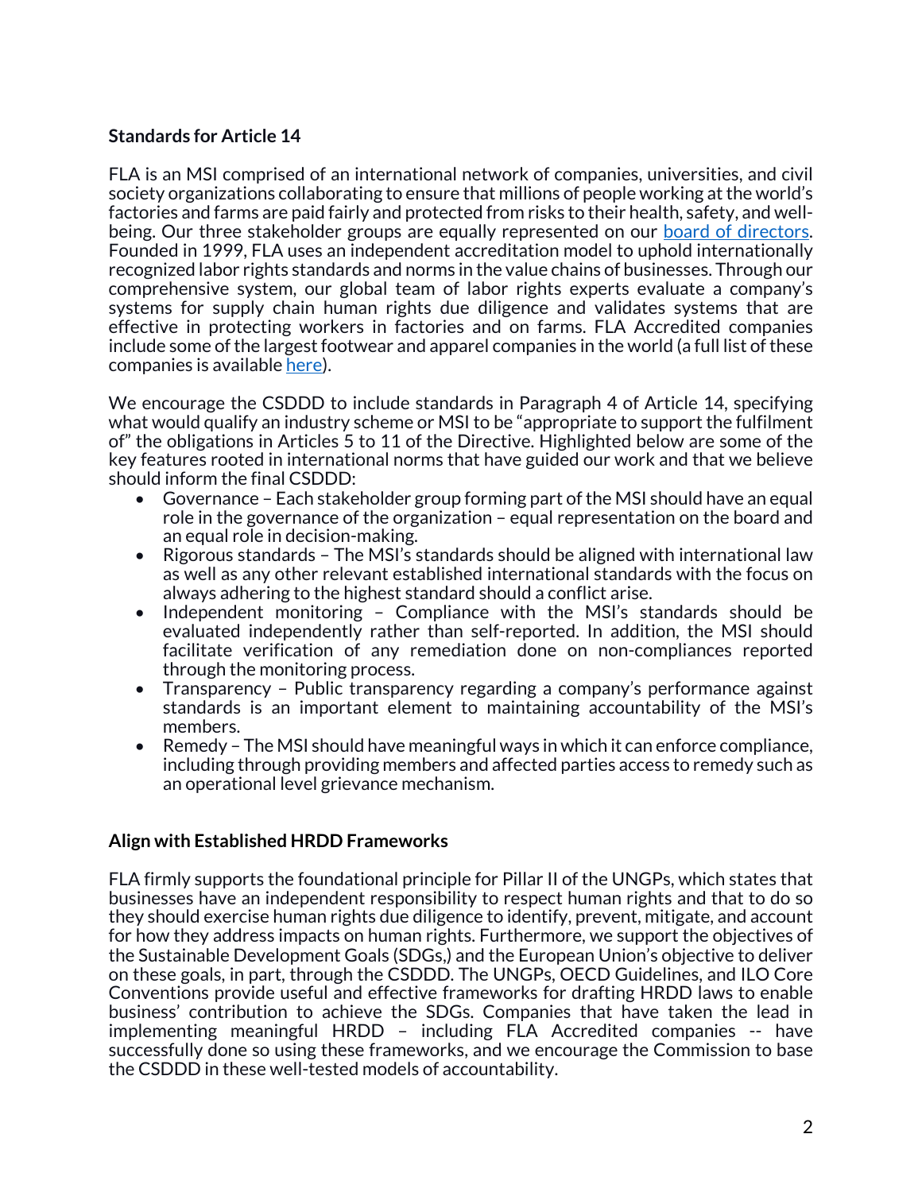### Standards for Article 14

FLA is an MSI comprised of an international network of companies, universities, and civil society organizations collaborating to ensure that millions of people working at the world's factories and farms are paid fairly and protected from risks to their health, safety, and well-being. Our three stakeholder groups are equally represented on our board of directors. Founded in 1999, FLA uses an independent accreditation model to uphold internationally recognized labor rights standards and norms in the value chains of businesses. Through our comprehensive system, our global team of labor rights experts evaluate a company's systems for supply chain human rights due diligence and validates systems that are effective in protecting workers in factories and on farms. FLA Accredited companies include some of the largest footwear and apparel companies in the world (a full list of these companies is available here).

We encourage the CSDDD to include standards in Paragraph 4 of Article 14, specifying what would qualify an industry scheme or MSI to be "appropriate to support the fulfilment of" the obligations in Articles 5 to 11 of the Directive. Highlighted below are some of the key features rooted in international norms that have guided our work and that we believe should inform the final CSDDD:

- Governance – Each stakeholder group forming part of the MSI should have an equal role in the governance of the organization – equal representation on the board and an equal role in decision-making.
- Rigorous standards – The MSI's standards should be aligned with international law as well as any other relevant established international standards with the focus on always adhering to the highest standard should a conflict arise.
- Independent monitoring – Compliance with the MSI's standards should be evaluated independently rather than self-reported. In addition, the MSI should facilitate verification of any remediation done on non-compliances reported through the monitoring process.
- Transparency – Public transparency regarding a company's performance against standards is an important element to maintaining accountability of the MSI's members.
- Remedy – The MSI should have meaningful ways in which it can enforce compliance, including through providing members and affected parties access to remedy such as an operational level grievance mechanism.

### Align with Established HRDD Frameworks

FLA firmly supports the foundational principle for Pillar II of the UNGPs, which states that businesses have an independent responsibility to respect human rights and that to do so they should exercise human rights due diligence to identify, prevent, mitigate, and account for how they address impacts on human rights. Furthermore, we support the objectives of the Sustainable Development Goals (SDGs,) and the European Union's objective to deliver on these goals, in part, through the CSDDD. The UNGPs, OECD Guidelines, and ILO Core Conventions provide useful and effective frameworks for drafting HRDD laws to enable business' contribution to achieve the SDGs. Companies that have taken the lead in implementing meaningful HRDD – including FLA Accredited companies -- have successfully done so using these frameworks, and we encourage the Commission to base the CSDDD in these well-tested models of accountability.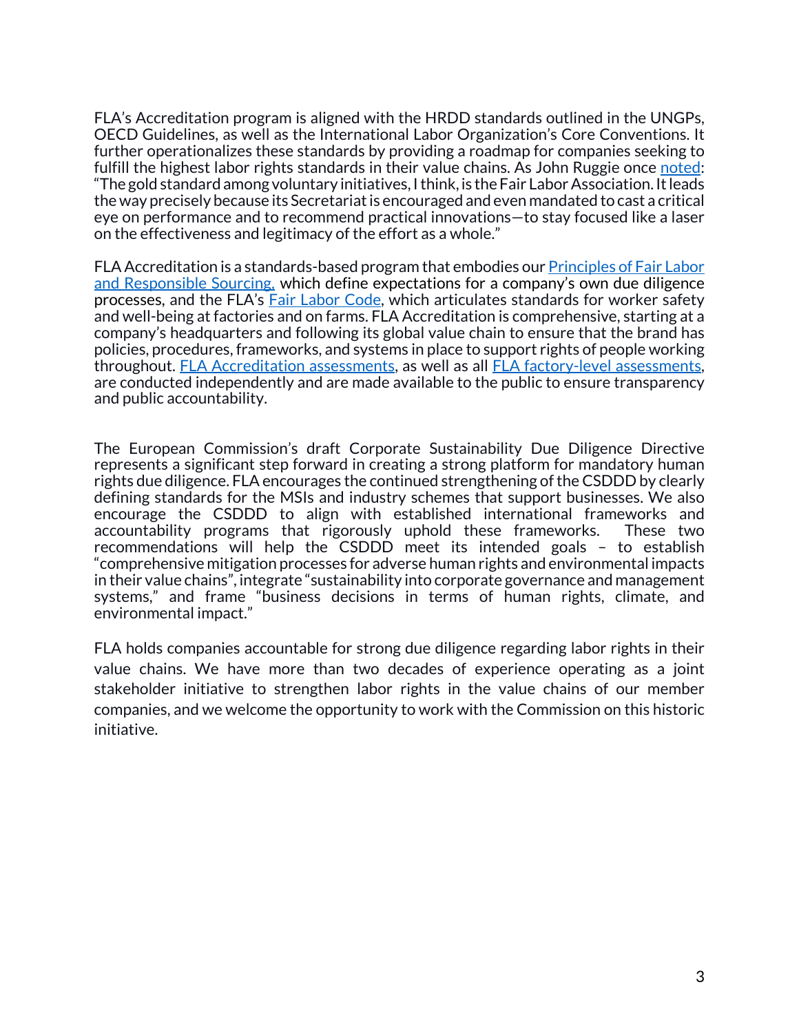FLA's Accreditation program is aligned with the HRDD standards outlined in the UNGPs, OECD Guidelines, as well as the International Labor Organization's Core Conventions. It further operationalizes these standards by providing a roadmap for companies seeking to fulfill the highest labor rights standards in their value chains. As John Ruggie once noted: "The gold standard among voluntary initiatives, I think, is the Fair Labor Association. It leads the way precisely because its Secretariat is encouraged and even mandated to cast a critical eye on performance and to recommend practical innovations—to stay focused like a laser on the effectiveness and legitimacy of the effort as a whole."

FLA Accreditation is a standards-based program that embodies our Principles of Fair Labor and Responsible Sourcing, which define expectations for a company's own due diligence processes, and the FLA's Fair Labor Code, which articulates standards for worker safety and well-being at factories and on farms. FLA Accreditation is comprehensive, starting at a company's headquarters and following its global value chain to ensure that the brand has policies, procedures, frameworks, and systems in place to support rights of people working throughout. FLA Accreditation assessments, as well as all FLA factory-level assessments, are conducted independently and are made available to the public to ensure transparency and public accountability.

The European Commission's draft Corporate Sustainability Due Diligence Directive represents a significant step forward in creating a strong platform for mandatory human rights due diligence. FLA encourages the continued strengthening of the CSDDD by clearly defining standards for the MSIs and industry schemes that support businesses. We also encourage the CSDDD to align with established international frameworks and accountability programs that rigorously uphold these frameworks. These two recommendations will help the CSDDD meet its intended goals – to establish "comprehensive mitigation processes for adverse human rights and environmental impacts in their value chains", integrate "sustainability into corporate governance and management systems," and frame "business decisions in terms of human rights, climate, and environmental impact."

FLA holds companies accountable for strong due diligence regarding labor rights in their value chains. We have more than two decades of experience operating as a joint stakeholder initiative to strengthen labor rights in the value chains of our member companies, and we welcome the opportunity to work with the Commission on this historic initiative.